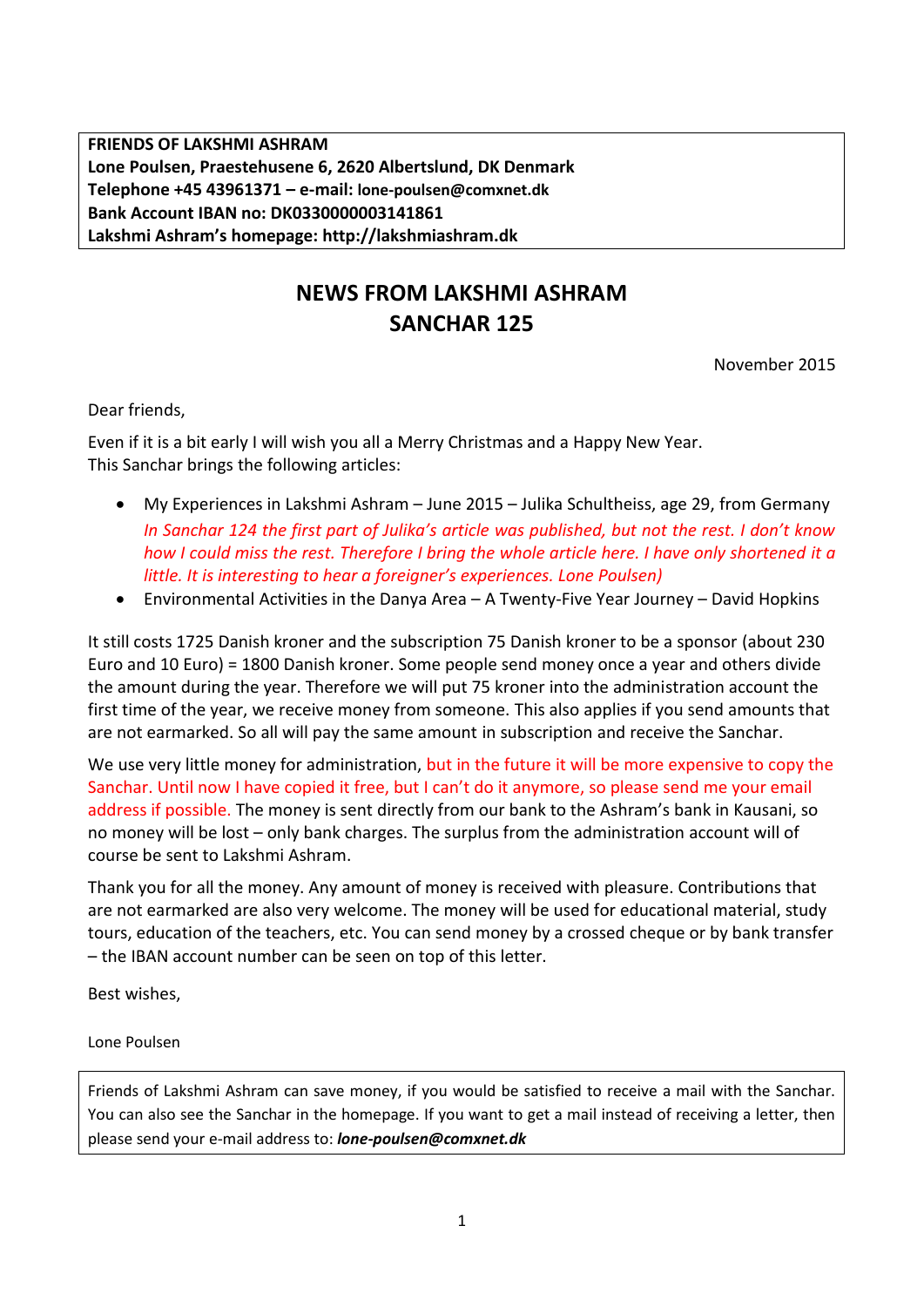**FRIENDS OF LAKSHMI ASHRAM**
**Lone Poulsen, Praestehusene 6, 2620 Albertslund, DK Denmark**
**Telephone +45 43961371 – e-mail: lone-poulsen@comxnet.dk**
**Bank Account IBAN no: DK0330000003141861**
**Lakshmi Ashram's homepage: http://lakshmiashram.dk**

# NEWS FROM LAKSHMI ASHRAM
# SANCHAR 125

November 2015

Dear friends,

Even if it is a bit early I will wish you all a Merry Christmas and a Happy New Year.
This Sanchar brings the following articles:

- My Experiences in Lakshmi Ashram – June 2015 – Julika Schultheiss, age 29, from Germany
  *In Sanchar 124 the first part of Julika's article was published, but not the rest. I don't know how I could miss the rest. Therefore I bring the whole article here. I have only shortened it a little. It is interesting to hear a foreigner's experiences. Lone Poulsen)*
- Environmental Activities in the Danya Area – A Twenty-Five Year Journey – David Hopkins

It still costs 1725 Danish kroner and the subscription 75 Danish kroner to be a sponsor (about 230 Euro and 10 Euro) = 1800 Danish kroner. Some people send money once a year and others divide the amount during the year. Therefore we will put 75 kroner into the administration account the first time of the year, we receive money from someone. This also applies if you send amounts that are not earmarked. So all will pay the same amount in subscription and receive the Sanchar.

We use very little money for administration, but in the future it will be more expensive to copy the Sanchar. Until now I have copied it free, but I can't do it anymore, so please send me your email address if possible. The money is sent directly from our bank to the Ashram's bank in Kausani, so no money will be lost – only bank charges. The surplus from the administration account will of course be sent to Lakshmi Ashram.

Thank you for all the money. Any amount of money is received with pleasure. Contributions that are not earmarked are also very welcome. The money will be used for educational material, study tours, education of the teachers, etc. You can send money by a crossed cheque or by bank transfer – the IBAN account number can be seen on top of this letter.

Best wishes,

Lone Poulsen

Friends of Lakshmi Ashram can save money, if you would be satisfied to receive a mail with the Sanchar. You can also see the Sanchar in the homepage. If you want to get a mail instead of receiving a letter, then please send your e-mail address to: ***lone-poulsen@comxnet.dk***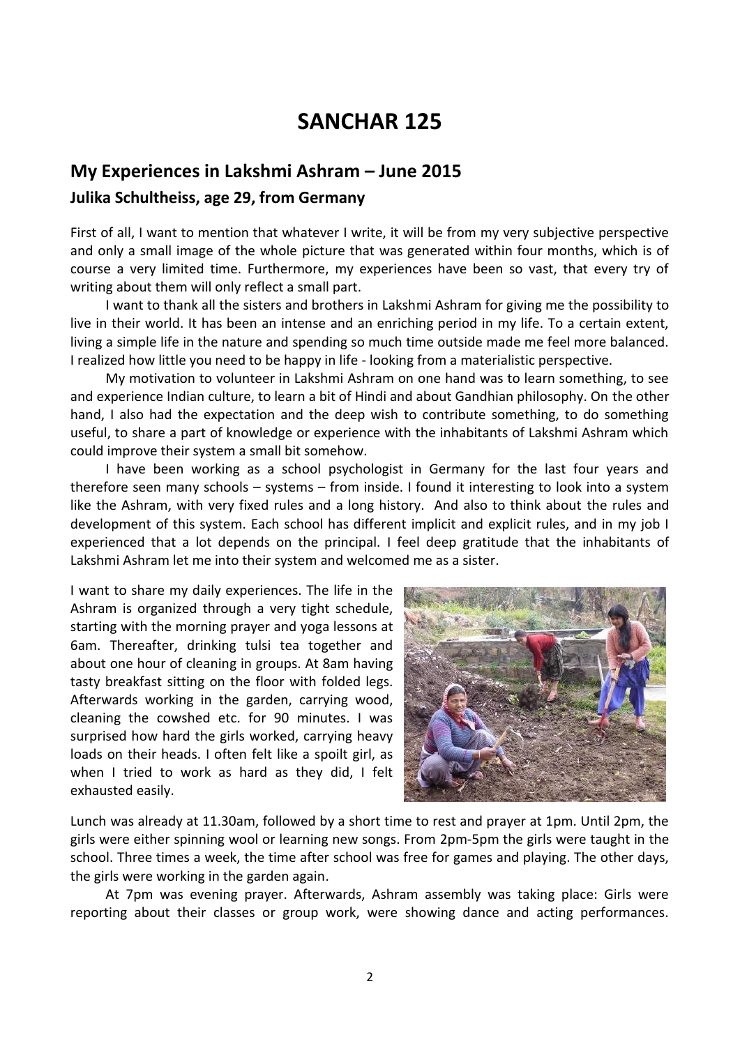# SANCHAR 125

## My Experiences in Lakshmi Ashram – June 2015

### Julika Schultheiss, age 29, from Germany

First of all, I want to mention that whatever I write, it will be from my very subjective perspective and only a small image of the whole picture that was generated within four months, which is of course a very limited time. Furthermore, my experiences have been so vast, that every try of writing about them will only reflect a small part.

I want to thank all the sisters and brothers in Lakshmi Ashram for giving me the possibility to live in their world. It has been an intense and an enriching period in my life. To a certain extent, living a simple life in the nature and spending so much time outside made me feel more balanced. I realized how little you need to be happy in life - looking from a materialistic perspective.

My motivation to volunteer in Lakshmi Ashram on one hand was to learn something, to see and experience Indian culture, to learn a bit of Hindi and about Gandhian philosophy. On the other hand, I also had the expectation and the deep wish to contribute something, to do something useful, to share a part of knowledge or experience with the inhabitants of Lakshmi Ashram which could improve their system a small bit somehow.

I have been working as a school psychologist in Germany for the last four years and therefore seen many schools – systems – from inside. I found it interesting to look into a system like the Ashram, with very fixed rules and a long history. And also to think about the rules and development of this system. Each school has different implicit and explicit rules, and in my job I experienced that a lot depends on the principal. I feel deep gratitude that the inhabitants of Lakshmi Ashram let me into their system and welcomed me as a sister.

I want to share my daily experiences. The life in the Ashram is organized through a very tight schedule, starting with the morning prayer and yoga lessons at 6am. Thereafter, drinking tulsi tea together and about one hour of cleaning in groups. At 8am having tasty breakfast sitting on the floor with folded legs. Afterwards working in the garden, carrying wood, cleaning the cowshed etc. for 90 minutes. I was surprised how hard the girls worked, carrying heavy loads on their heads. I often felt like a spoilt girl, as when I tried to work as hard as they did, I felt exhausted easily.

Lunch was already at 11.30am, followed by a short time to rest and prayer at 1pm. Until 2pm, the girls were either spinning wool or learning new songs. From 2pm-5pm the girls were taught in the school. Three times a week, the time after school was free for games and playing. The other days, the girls were working in the garden again.

At 7pm was evening prayer. Afterwards, Ashram assembly was taking place: Girls were reporting about their classes or group work, were showing dance and acting performances.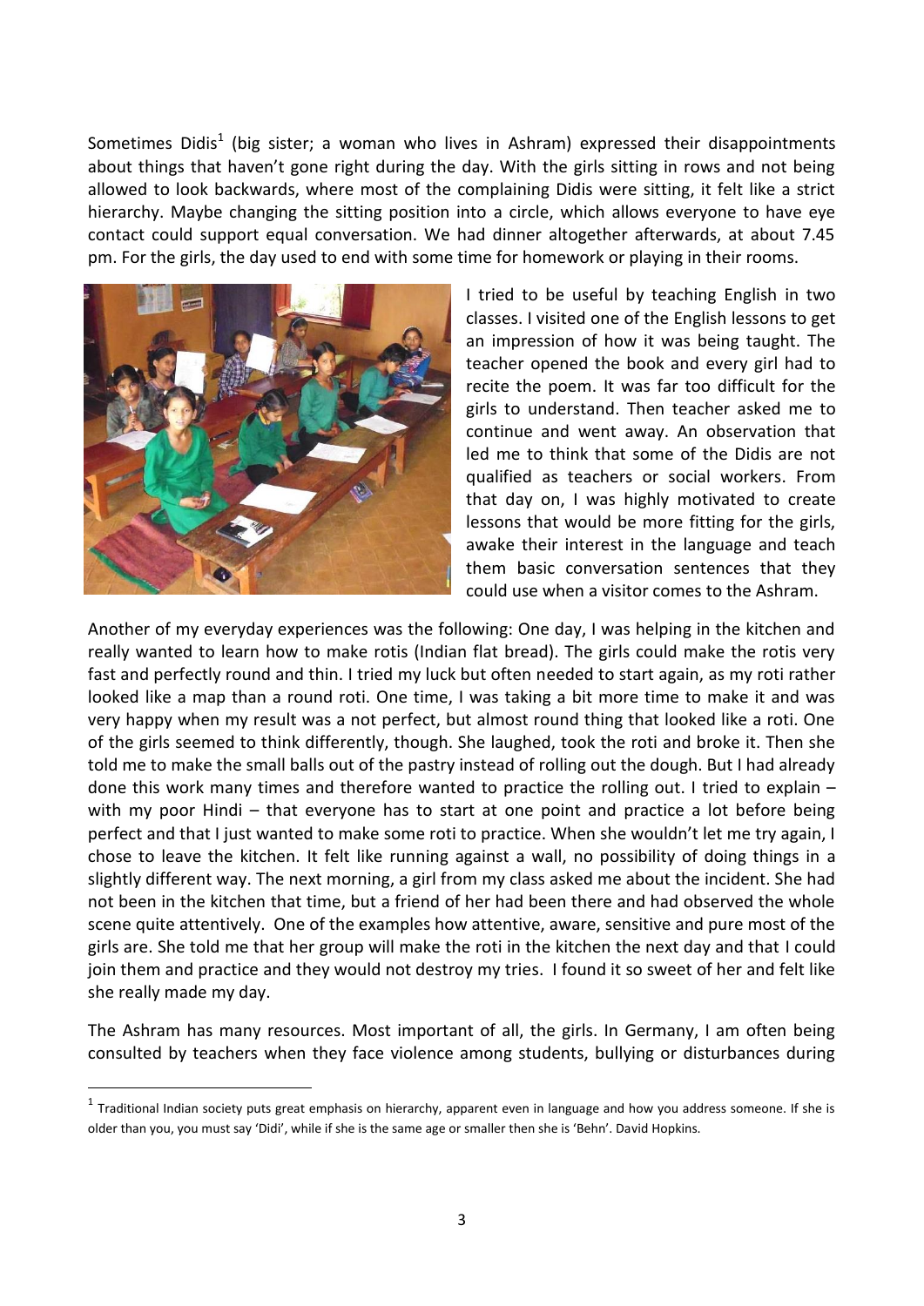Sometimes Didis[1] (big sister; a woman who lives in Ashram) expressed their disappointments about things that haven't gone right during the day. With the girls sitting in rows and not being allowed to look backwards, where most of the complaining Didis were sitting, it felt like a strict hierarchy. Maybe changing the sitting position into a circle, which allows everyone to have eye contact could support equal conversation. We had dinner altogether afterwards, at about 7.45 pm. For the girls, the day used to end with some time for homework or playing in their rooms.

I tried to be useful by teaching English in two classes. I visited one of the English lessons to get an impression of how it was being taught. The teacher opened the book and every girl had to recite the poem. It was far too difficult for the girls to understand. Then teacher asked me to continue and went away. An observation that led me to think that some of the Didis are not qualified as teachers or social workers. From that day on, I was highly motivated to create lessons that would be more fitting for the girls, awake their interest in the language and teach them basic conversation sentences that they could use when a visitor comes to the Ashram.

Another of my everyday experiences was the following: One day, I was helping in the kitchen and really wanted to learn how to make rotis (Indian flat bread). The girls could make the rotis very fast and perfectly round and thin. I tried my luck but often needed to start again, as my roti rather looked like a map than a round roti. One time, I was taking a bit more time to make it and was very happy when my result was a not perfect, but almost round thing that looked like a roti. One of the girls seemed to think differently, though. She laughed, took the roti and broke it. Then she told me to make the small balls out of the pastry instead of rolling out the dough. But I had already done this work many times and therefore wanted to practice the rolling out. I tried to explain – with my poor Hindi – that everyone has to start at one point and practice a lot before being perfect and that I just wanted to make some roti to practice. When she wouldn't let me try again, I chose to leave the kitchen. It felt like running against a wall, no possibility of doing things in a slightly different way. The next morning, a girl from my class asked me about the incident. She had not been in the kitchen that time, but a friend of her had been there and had observed the whole scene quite attentively. One of the examples how attentive, aware, sensitive and pure most of the girls are. She told me that her group will make the roti in the kitchen the next day and that I could join them and practice and they would not destroy my tries. I found it so sweet of her and felt like she really made my day.

The Ashram has many resources. Most important of all, the girls. In Germany, I am often being consulted by teachers when they face violence among students, bullying or disturbances during

---

[1] Traditional Indian society puts great emphasis on hierarchy, apparent even in language and how you address someone. If she is older than you, you must say 'Didi', while if she is the same age or smaller then she is 'Behn'. David Hopkins.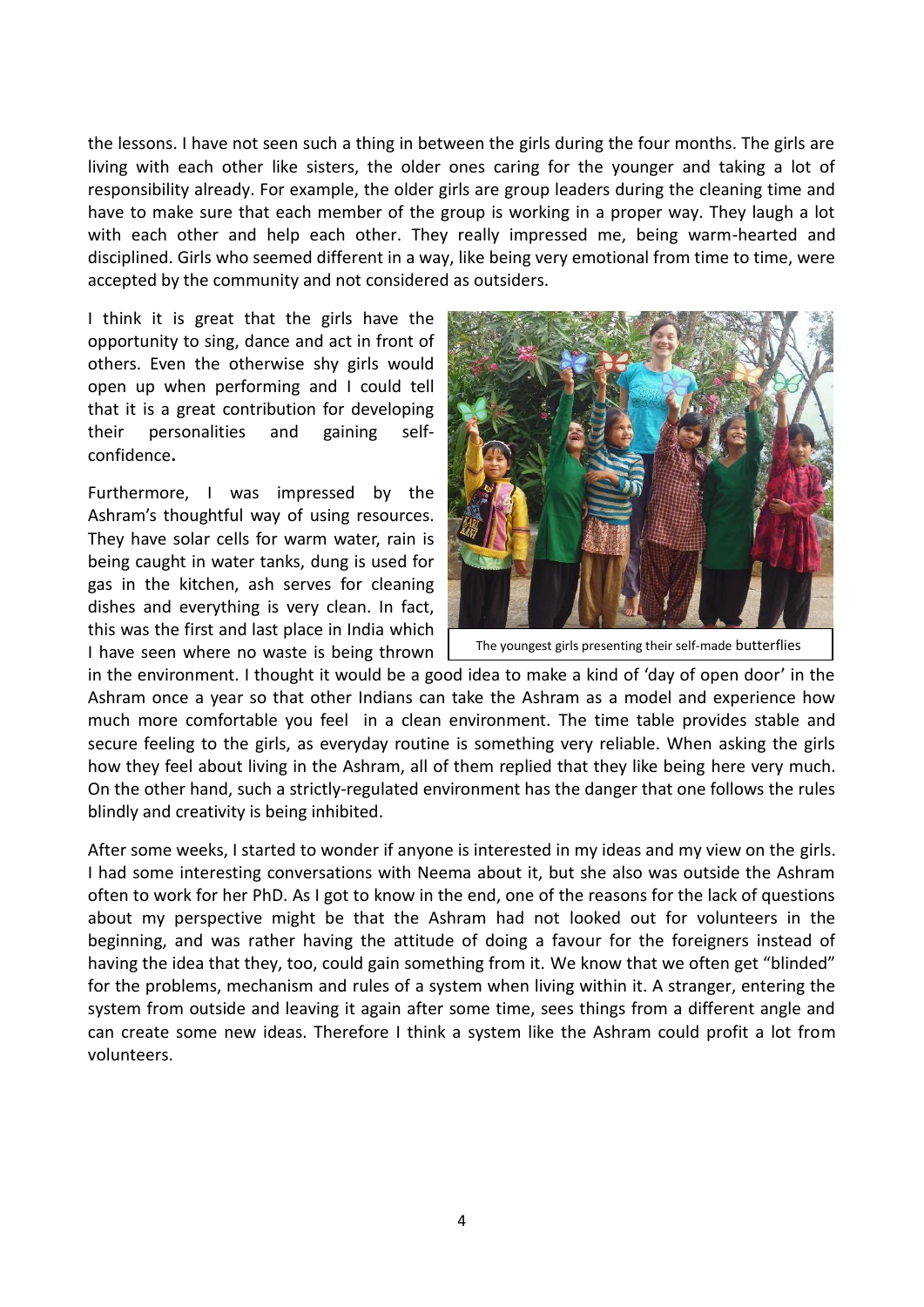the lessons. I have not seen such a thing in between the girls during the four months. The girls are living with each other like sisters, the older ones caring for the younger and taking a lot of responsibility already. For example, the older girls are group leaders during the cleaning time and have to make sure that each member of the group is working in a proper way. They laugh a lot with each other and help each other. They really impressed me, being warm-hearted and disciplined. Girls who seemed different in a way, like being very emotional from time to time, were accepted by the community and not considered as outsiders.

I think it is great that the girls have the opportunity to sing, dance and act in front of others. Even the otherwise shy girls would open up when performing and I could tell that it is a great contribution for developing their personalities and gaining self-confidence**.**

The youngest girls presenting their self-made butterflies

Furthermore, I was impressed by the Ashram's thoughtful way of using resources. They have solar cells for warm water, rain is being caught in water tanks, dung is used for gas in the kitchen, ash serves for cleaning dishes and everything is very clean. In fact, this was the first and last place in India which I have seen where no waste is being thrown in the environment. I thought it would be a good idea to make a kind of 'day of open door' in the Ashram once a year so that other Indians can take the Ashram as a model and experience how much more comfortable you feel in a clean environment. The time table provides stable and secure feeling to the girls, as everyday routine is something very reliable. When asking the girls how they feel about living in the Ashram, all of them replied that they like being here very much. On the other hand, such a strictly-regulated environment has the danger that one follows the rules blindly and creativity is being inhibited.

After some weeks, I started to wonder if anyone is interested in my ideas and my view on the girls. I had some interesting conversations with Neema about it, but she also was outside the Ashram often to work for her PhD. As I got to know in the end, one of the reasons for the lack of questions about my perspective might be that the Ashram had not looked out for volunteers in the beginning, and was rather having the attitude of doing a favour for the foreigners instead of having the idea that they, too, could gain something from it. We know that we often get "blinded" for the problems, mechanism and rules of a system when living within it. A stranger, entering the system from outside and leaving it again after some time, sees things from a different angle and can create some new ideas. Therefore I think a system like the Ashram could profit a lot from volunteers.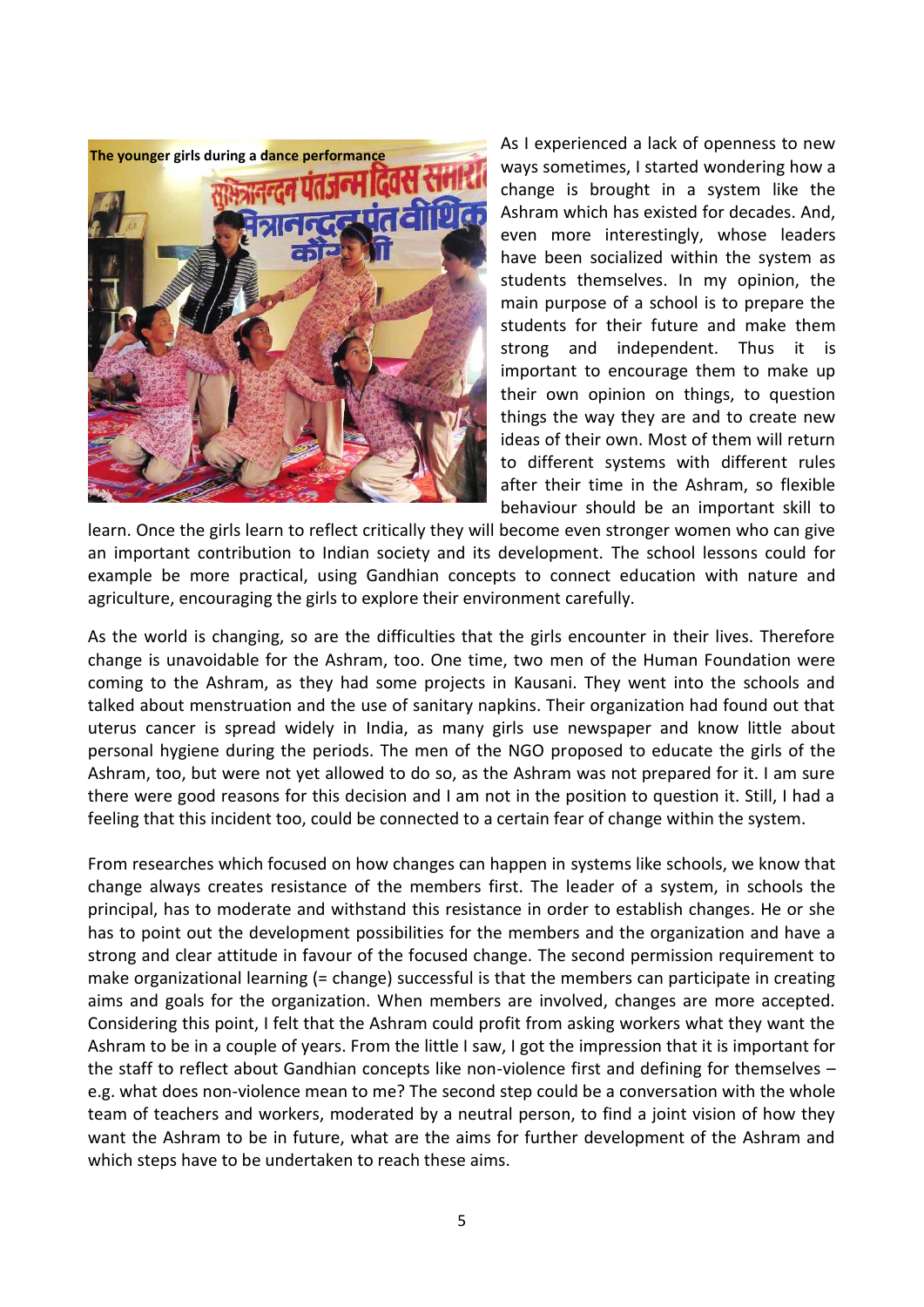The younger girls during a dance performance

As I experienced a lack of openness to new ways sometimes, I started wondering how a change is brought in a system like the Ashram which has existed for decades. And, even more interestingly, whose leaders have been socialized within the system as students themselves. In my opinion, the main purpose of a school is to prepare the students for their future and make them strong and independent. Thus it is important to encourage them to make up their own opinion on things, to question things the way they are and to create new ideas of their own. Most of them will return to different systems with different rules after their time in the Ashram, so flexible behaviour should be an important skill to learn. Once the girls learn to reflect critically they will become even stronger women who can give an important contribution to Indian society and its development. The school lessons could for example be more practical, using Gandhian concepts to connect education with nature and agriculture, encouraging the girls to explore their environment carefully.

As the world is changing, so are the difficulties that the girls encounter in their lives. Therefore change is unavoidable for the Ashram, too. One time, two men of the Human Foundation were coming to the Ashram, as they had some projects in Kausani. They went into the schools and talked about menstruation and the use of sanitary napkins. Their organization had found out that uterus cancer is spread widely in India, as many girls use newspaper and know little about personal hygiene during the periods. The men of the NGO proposed to educate the girls of the Ashram, too, but were not yet allowed to do so, as the Ashram was not prepared for it. I am sure there were good reasons for this decision and I am not in the position to question it. Still, I had a feeling that this incident too, could be connected to a certain fear of change within the system.

From researches which focused on how changes can happen in systems like schools, we know that change always creates resistance of the members first. The leader of a system, in schools the principal, has to moderate and withstand this resistance in order to establish changes. He or she has to point out the development possibilities for the members and the organization and have a strong and clear attitude in favour of the focused change. The second permission requirement to make organizational learning (= change) successful is that the members can participate in creating aims and goals for the organization. When members are involved, changes are more accepted. Considering this point, I felt that the Ashram could profit from asking workers what they want the Ashram to be in a couple of years. From the little I saw, I got the impression that it is important for the staff to reflect about Gandhian concepts like non-violence first and defining for themselves – e.g. what does non-violence mean to me? The second step could be a conversation with the whole team of teachers and workers, moderated by a neutral person, to find a joint vision of how they want the Ashram to be in future, what are the aims for further development of the Ashram and which steps have to be undertaken to reach these aims.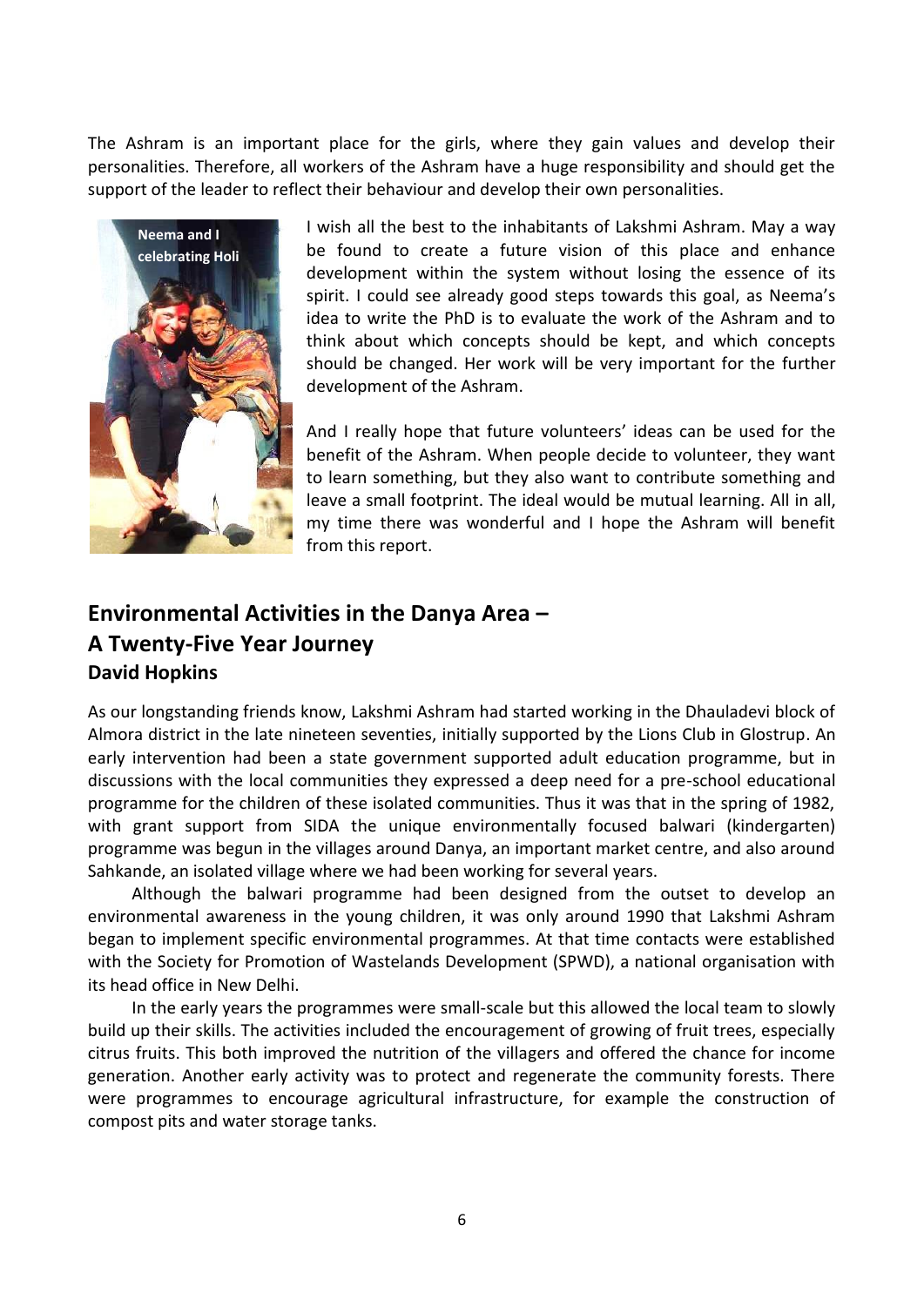The Ashram is an important place for the girls, where they gain values and develop their personalities. Therefore, all workers of the Ashram have a huge responsibility and should get the support of the leader to reflect their behaviour and develop their own personalities.

Neema and I celebrating Holi

I wish all the best to the inhabitants of Lakshmi Ashram. May a way be found to create a future vision of this place and enhance development within the system without losing the essence of its spirit. I could see already good steps towards this goal, as Neema's idea to write the PhD is to evaluate the work of the Ashram and to think about which concepts should be kept, and which concepts should be changed. Her work will be very important for the further development of the Ashram.

And I really hope that future volunteers' ideas can be used for the benefit of the Ashram. When people decide to volunteer, they want to learn something, but they also want to contribute something and leave a small footprint. The ideal would be mutual learning. All in all, my time there was wonderful and I hope the Ashram will benefit from this report.

## Environmental Activities in the Danya Area – A Twenty-Five Year Journey

**David Hopkins**

As our longstanding friends know, Lakshmi Ashram had started working in the Dhauladevi block of Almora district in the late nineteen seventies, initially supported by the Lions Club in Glostrup. An early intervention had been a state government supported adult education programme, but in discussions with the local communities they expressed a deep need for a pre-school educational programme for the children of these isolated communities. Thus it was that in the spring of 1982, with grant support from SIDA the unique environmentally focused balwari (kindergarten) programme was begun in the villages around Danya, an important market centre, and also around Sahkande, an isolated village where we had been working for several years.

Although the balwari programme had been designed from the outset to develop an environmental awareness in the young children, it was only around 1990 that Lakshmi Ashram began to implement specific environmental programmes. At that time contacts were established with the Society for Promotion of Wastelands Development (SPWD), a national organisation with its head office in New Delhi.

In the early years the programmes were small-scale but this allowed the local team to slowly build up their skills. The activities included the encouragement of growing of fruit trees, especially citrus fruits. This both improved the nutrition of the villagers and offered the chance for income generation. Another early activity was to protect and regenerate the community forests. There were programmes to encourage agricultural infrastructure, for example the construction of compost pits and water storage tanks.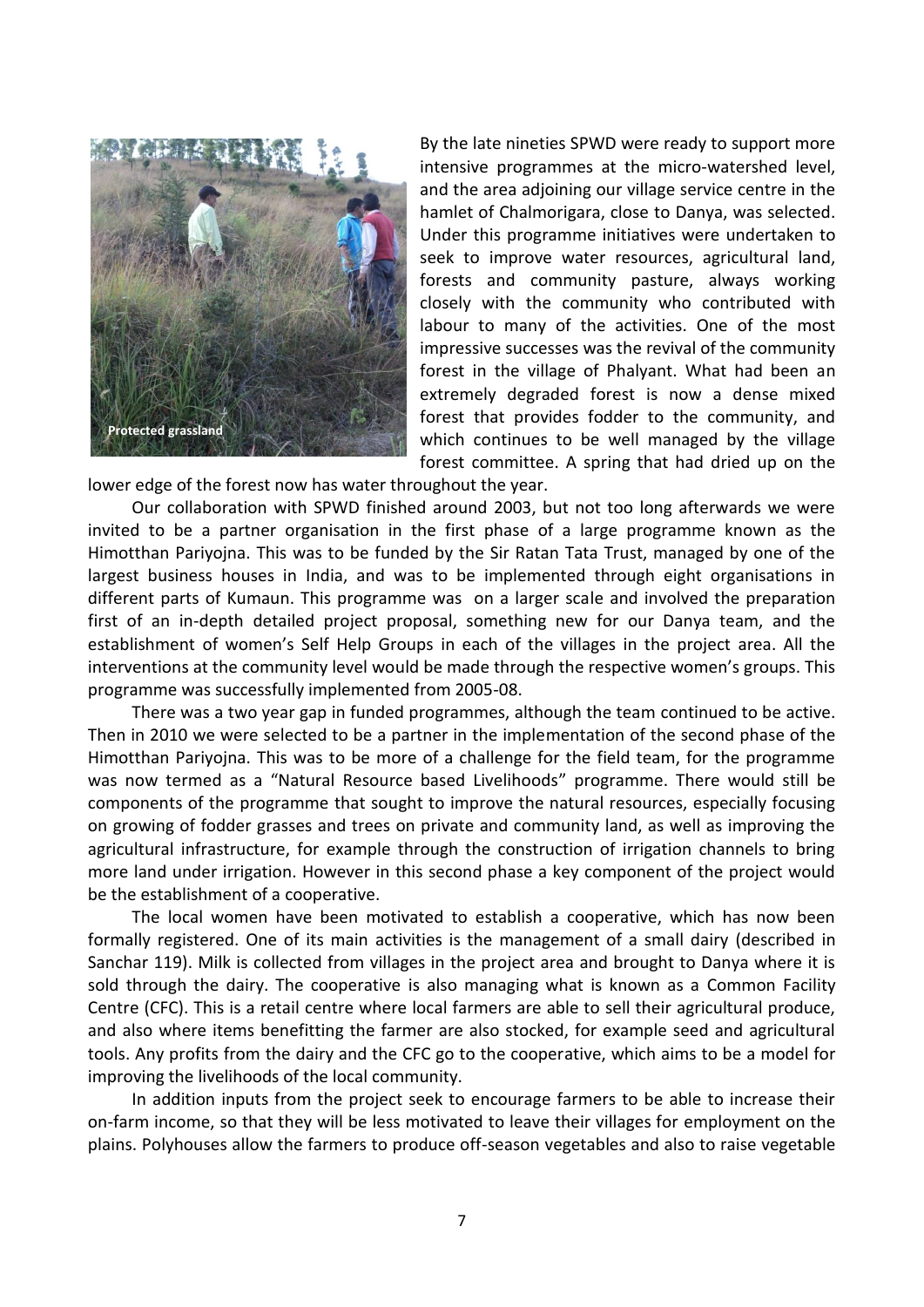By the late nineties SPWD were ready to support more intensive programmes at the micro-watershed level, and the area adjoining our village service centre in the hamlet of Chalmorigara, close to Danya, was selected. Under this programme initiatives were undertaken to seek to improve water resources, agricultural land, forests and community pasture, always working closely with the community who contributed with labour to many of the activities. One of the most impressive successes was the revival of the community forest in the village of Phalyant. What had been an extremely degraded forest is now a dense mixed forest that provides fodder to the community, and which continues to be well managed by the village forest committee. A spring that had dried up on the lower edge of the forest now has water throughout the year.

Protected grassland

Our collaboration with SPWD finished around 2003, but not too long afterwards we were invited to be a partner organisation in the first phase of a large programme known as the Himotthan Pariyojna. This was to be funded by the Sir Ratan Tata Trust, managed by one of the largest business houses in India, and was to be implemented through eight organisations in different parts of Kumaun. This programme was on a larger scale and involved the preparation first of an in-depth detailed project proposal, something new for our Danya team, and the establishment of women's Self Help Groups in each of the villages in the project area. All the interventions at the community level would be made through the respective women's groups. This programme was successfully implemented from 2005-08.

There was a two year gap in funded programmes, although the team continued to be active. Then in 2010 we were selected to be a partner in the implementation of the second phase of the Himotthan Pariyojna. This was to be more of a challenge for the field team, for the programme was now termed as a "Natural Resource based Livelihoods" programme. There would still be components of the programme that sought to improve the natural resources, especially focusing on growing of fodder grasses and trees on private and community land, as well as improving the agricultural infrastructure, for example through the construction of irrigation channels to bring more land under irrigation. However in this second phase a key component of the project would be the establishment of a cooperative.

The local women have been motivated to establish a cooperative, which has now been formally registered. One of its main activities is the management of a small dairy (described in Sanchar 119). Milk is collected from villages in the project area and brought to Danya where it is sold through the dairy. The cooperative is also managing what is known as a Common Facility Centre (CFC). This is a retail centre where local farmers are able to sell their agricultural produce, and also where items benefitting the farmer are also stocked, for example seed and agricultural tools. Any profits from the dairy and the CFC go to the cooperative, which aims to be a model for improving the livelihoods of the local community.

In addition inputs from the project seek to encourage farmers to be able to increase their on-farm income, so that they will be less motivated to leave their villages for employment on the plains. Polyhouses allow the farmers to produce off-season vegetables and also to raise vegetable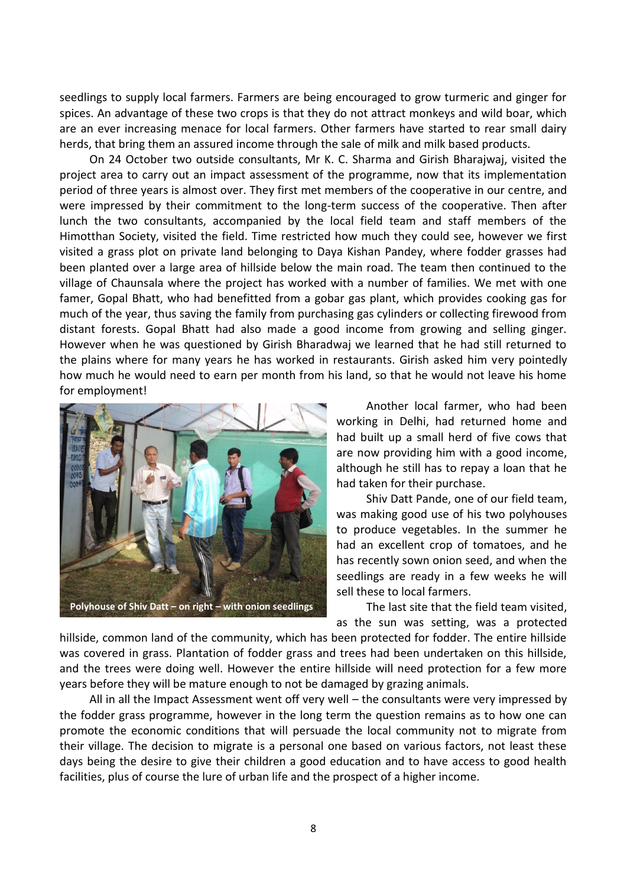seedlings to supply local farmers. Farmers are being encouraged to grow turmeric and ginger for spices. An advantage of these two crops is that they do not attract monkeys and wild boar, which are an ever increasing menace for local farmers. Other farmers have started to rear small dairy herds, that bring them an assured income through the sale of milk and milk based products.

On 24 October two outside consultants, Mr K. C. Sharma and Girish Bharajwaj, visited the project area to carry out an impact assessment of the programme, now that its implementation period of three years is almost over. They first met members of the cooperative in our centre, and were impressed by their commitment to the long-term success of the cooperative. Then after lunch the two consultants, accompanied by the local field team and staff members of the Himotthan Society, visited the field. Time restricted how much they could see, however we first visited a grass plot on private land belonging to Daya Kishan Pandey, where fodder grasses had been planted over a large area of hillside below the main road. The team then continued to the village of Chaunsala where the project has worked with a number of families. We met with one famer, Gopal Bhatt, who had benefitted from a gobar gas plant, which provides cooking gas for much of the year, thus saving the family from purchasing gas cylinders or collecting firewood from distant forests. Gopal Bhatt had also made a good income from growing and selling ginger. However when he was questioned by Girish Bharadwaj we learned that he had still returned to the plains where for many years he has worked in restaurants. Girish asked him very pointedly how much he would need to earn per month from his land, so that he would not leave his home for employment!

Polyhouse of Shiv Datt – on right – with onion seedlings

Another local farmer, who had been working in Delhi, had returned home and had built up a small herd of five cows that are now providing him with a good income, although he still has to repay a loan that he had taken for their purchase.

Shiv Datt Pande, one of our field team, was making good use of his two polyhouses to produce vegetables. In the summer he had an excellent crop of tomatoes, and he has recently sown onion seed, and when the seedlings are ready in a few weeks he will sell these to local farmers.

The last site that the field team visited, as the sun was setting, was a protected hillside, common land of the community, which has been protected for fodder. The entire hillside was covered in grass. Plantation of fodder grass and trees had been undertaken on this hillside, and the trees were doing well. However the entire hillside will need protection for a few more years before they will be mature enough to not be damaged by grazing animals.

All in all the Impact Assessment went off very well – the consultants were very impressed by the fodder grass programme, however in the long term the question remains as to how one can promote the economic conditions that will persuade the local community not to migrate from their village. The decision to migrate is a personal one based on various factors, not least these days being the desire to give their children a good education and to have access to good health facilities, plus of course the lure of urban life and the prospect of a higher income.